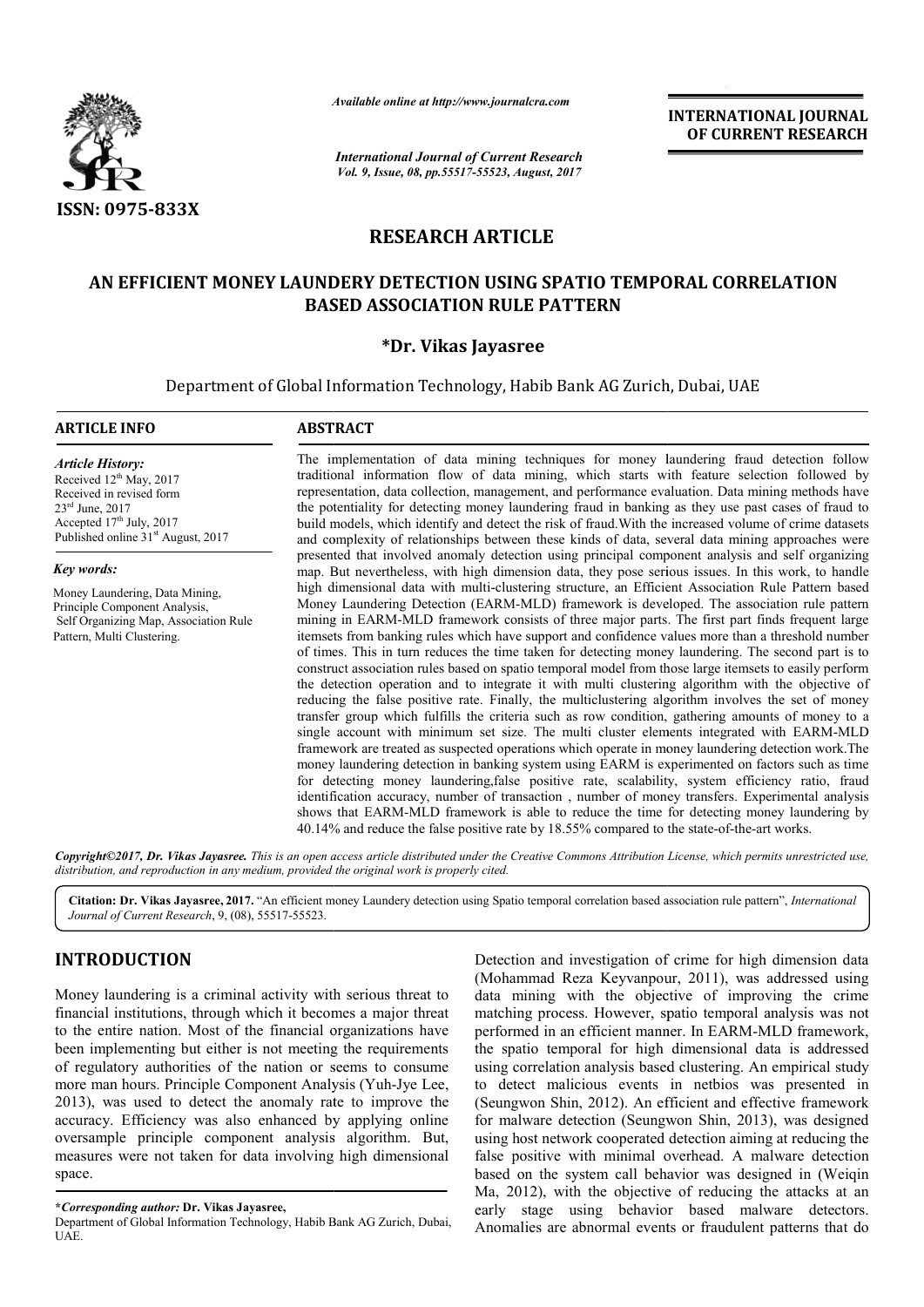ISSN: 0975-833X

*Available online at http://www.journalcra.com*

*International Journal of Current Research*
*Vol. 9, Issue, 08, pp.55517-55523, August, 2017*

**INTERNATIONAL JOURNAL OF CURRENT RESEARCH**

## RESEARCH ARTICLE

# AN EFFICIENT MONEY LAUNDERY DETECTION USING SPATIO TEMPORAL CORRELATION BASED ASSOCIATION RULE PATTERN

**\*Dr. Vikas Jayasree**

Department of Global Information Technology, Habib Bank AG Zurich, Dubai, UAE

### ARTICLE INFO

*Article History:*
Received 12th May, 2017
Received in revised form 23rd June, 2017
Accepted 17th July, 2017
Published online 31st August, 2017

*Key words:*
Money Laundering, Data Mining, Principle Component Analysis, Self Organizing Map, Association Rule Pattern, Multi Clustering.

### ABSTRACT

The implementation of data mining techniques for money laundering fraud detection follow traditional information flow of data mining, which starts with feature selection followed by representation, data collection, management, and performance evaluation. Data mining methods have the potentiality for detecting money laundering fraud in banking as they use past cases of fraud to build models, which identify and detect the risk of fraud.With the increased volume of crime datasets and complexity of relationships between these kinds of data, several data mining approaches were presented that involved anomaly detection using principal component analysis and self organizing map. But nevertheless, with high dimension data, they pose serious issues. In this work, to handle high dimensional data with multi-clustering structure, an Efficient Association Rule Pattern based Money Laundering Detection (EARM-MLD) framework is developed. The association rule pattern mining in EARM-MLD framework consists of three major parts. The first part finds frequent large itemsets from banking rules which have support and confidence values more than a threshold number of times. This in turn reduces the time taken for detecting money laundering. The second part is to construct association rules based on spatio temporal model from those large itemsets to easily perform the detection operation and to integrate it with multi clustering algorithm with the objective of reducing the false positive rate. Finally, the multiclustering algorithm involves the set of money transfer group which fulfills the criteria such as row condition, gathering amounts of money to a single account with minimum set size. The multi cluster elements integrated with EARM-MLD framework are treated as suspected operations which operate in money laundering detection work.The money laundering detection in banking system using EARM is experimented on factors such as time for detecting money laundering,false positive rate, scalability, system efficiency ratio, fraud identification accuracy, number of transaction , number of money transfers. Experimental analysis shows that EARM-MLD framework is able to reduce the time for detecting money laundering by 40.14% and reduce the false positive rate by 18.55% compared to the state-of-the-art works.

*Copyright©2017, Dr. Vikas Jayasree. This is an open access article distributed under the Creative Commons Attribution License, which permits unrestricted use, distribution, and reproduction in any medium, provided the original work is properly cited.*

**Citation: Dr. Vikas Jayasree, 2017.** "An efficient money Laundery detection using Spatio temporal correlation based association rule pattern", *International Journal of Current Research*, 9, (08), 55517-55523.

## INTRODUCTION

Money laundering is a criminal activity with serious threat to financial institutions, through which it becomes a major threat to the entire nation. Most of the financial organizations have been implementing but either is not meeting the requirements of regulatory authorities of the nation or seems to consume more man hours. Principle Component Analysis (Yuh-Jye Lee, 2013), was used to detect the anomaly rate to improve the accuracy. Efficiency was also enhanced by applying online oversample principle component analysis algorithm. But, measures were not taken for data involving high dimensional space.

Detection and investigation of crime for high dimension data (Mohammad Reza Keyvanpour, 2011), was addressed using data mining with the objective of improving the crime matching process. However, spatio temporal analysis was not performed in an efficient manner. In EARM-MLD framework, the spatio temporal for high dimensional data is addressed using correlation analysis based clustering. An empirical study to detect malicious events in netbios was presented in (Seungwon Shin, 2012). An efficient and effective framework for malware detection (Seungwon Shin, 2013), was designed using host network cooperated detection aiming at reducing the false positive with minimal overhead. A malware detection based on the system call behavior was designed in (Weiqin Ma, 2012), with the objective of reducing the attacks at an early stage using behavior based malware detectors. Anomalies are abnormal events or fraudulent patterns that do

---

**\*Corresponding author: Dr. Vikas Jayasree,**
Department of Global Information Technology, Habib Bank AG Zurich, Dubai, UAE.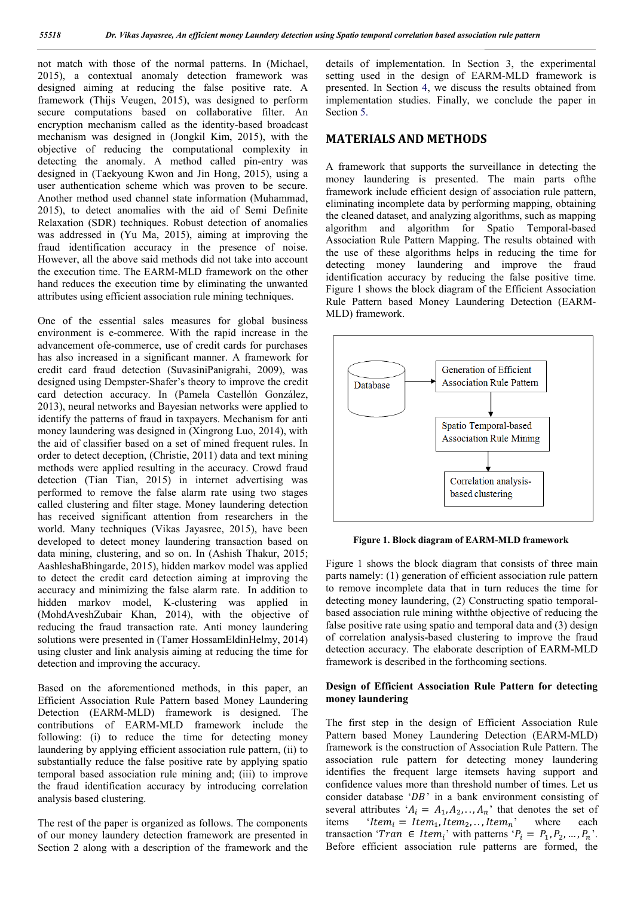not match with those of the normal patterns. In (Michael, 2015), a contextual anomaly detection framework was designed aiming at reducing the false positive rate. A framework (Thijs Veugen, 2015), was designed to perform secure computations based on collaborative filter. An encryption mechanism called as the identity-based broadcast mechanism was designed in (Jongkil Kim, 2015), with the objective of reducing the computational complexity in detecting the anomaly. A method called pin-entry was designed in (Taekyoung Kwon and Jin Hong, 2015), using a user authentication scheme which was proven to be secure. Another method used channel state information (Muhammad, 2015), to detect anomalies with the aid of Semi Definite Relaxation (SDR) techniques. Robust detection of anomalies was addressed in (Yu Ma, 2015), aiming at improving the fraud identification accuracy in the presence of noise. However, all the above said methods did not take into account the execution time. The EARM-MLD framework on the other hand reduces the execution time by eliminating the unwanted attributes using efficient association rule mining techniques.

One of the essential sales measures for global business environment is e-commerce. With the rapid increase in the advancement ofe-commerce, use of credit cards for purchases has also increased in a significant manner. A framework for credit card fraud detection (SuvasiniPanigrahi, 2009), was designed using Dempster-Shafer's theory to improve the credit card detection accuracy. In (Pamela Castellón González, 2013), neural networks and Bayesian networks were applied to identify the patterns of fraud in taxpayers. Mechanism for anti money laundering was designed in (Xingrong Luo, 2014), with the aid of classifier based on a set of mined frequent rules. In order to detect deception, (Christie, 2011) data and text mining methods were applied resulting in the accuracy. Crowd fraud detection (Tian Tian, 2015) in internet advertising was performed to remove the false alarm rate using two stages called clustering and filter stage. Money laundering detection has received significant attention from researchers in the world. Many techniques (Vikas Jayasree, 2015), have been developed to detect money laundering transaction based on data mining, clustering, and so on. In (Ashish Thakur, 2015; AashleshaBhingarde, 2015), hidden markov model was applied to detect the credit card detection aiming at improving the accuracy and minimizing the false alarm rate. In addition to hidden markov model, K-clustering was applied in (MohdAveshZubair Khan, 2014), with the objective of reducing the fraud transaction rate. Anti money laundering solutions were presented in (Tamer HossamEldinHelmy, 2014) using cluster and link analysis aiming at reducing the time for detection and improving the accuracy.

Based on the aforementioned methods, in this paper, an Efficient Association Rule Pattern based Money Laundering Detection (EARM-MLD) framework is designed. The contributions of EARM-MLD framework include the following: (i) to reduce the time for detecting money laundering by applying efficient association rule pattern, (ii) to substantially reduce the false positive rate by applying spatio temporal based association rule mining and; (iii) to improve the fraud identification accuracy by introducing correlation analysis based clustering.

The rest of the paper is organized as follows. The components of our money laundery detection framework are presented in Section 2 along with a description of the framework and the details of implementation. In Section 3, the experimental setting used in the design of EARM-MLD framework is presented. In Section 4, we discuss the results obtained from implementation studies. Finally, we conclude the paper in Section 5.

## MATERIALS AND METHODS

A framework that supports the surveillance in detecting the money laundering is presented. The main parts ofthe framework include efficient design of association rule pattern, eliminating incomplete data by performing mapping, obtaining the cleaned dataset, and analyzing algorithms, such as mapping algorithm and algorithm for Spatio Temporal-based Association Rule Pattern Mapping. The results obtained with the use of these algorithms helps in reducing the time for detecting money laundering and improve the fraud identification accuracy by reducing the false positive time. Figure 1 shows the block diagram of the Efficient Association Rule Pattern based Money Laundering Detection (EARM-MLD) framework.

Database → Generation of Efficient Association Rule Pattern → Spatio Temporal-based Association Rule Mining → Correlation analysis-based clustering

**Figure 1. Block diagram of EARM-MLD framework**

Figure 1 shows the block diagram that consists of three main parts namely: (1) generation of efficient association rule pattern to remove incomplete data that in turn reduces the time for detecting money laundering, (2) Constructing spatio temporal-based association rule mining withthe objective of reducing the false positive rate using spatio and temporal data and (3) design of correlation analysis-based clustering to improve the fraud detection accuracy. The elaborate description of EARM-MLD framework is described in the forthcoming sections.

### Design of Efficient Association Rule Pattern for detecting money laundering

The first step in the design of Efficient Association Rule Pattern based Money Laundering Detection (EARM-MLD) framework is the construction of Association Rule Pattern. The association rule pattern for detecting money laundering identifies the frequent large itemsets having support and confidence values more than threshold number of times. Let us consider database '$DB$' in a bank environment consisting of several attributes '$A_i = A_1, A_2, .., A_n$' that denotes the set of items '$Item_i = Item_1, Item_2, .., Item_n$' where each transaction '$Tran \in Item_i$' with patterns '$P_i = P_1, P_2, ..., P_n$'. Before efficient association rule patterns are formed, the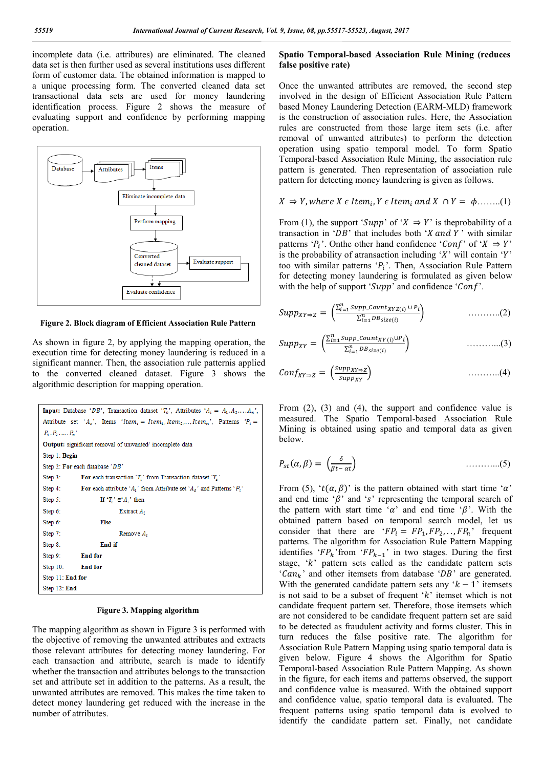incomplete data (i.e. attributes) are eliminated. The cleaned data set is then further used as several institutions uses different form of customer data. The obtained information is mapped to a unique processing form. The converted cleaned data set transactional data sets are used for money laundering identification process. Figure 2 shows the measure of evaluating support and confidence by performing mapping operation.

Database → Attributes → Items → Eliminate incomplete data → Perform mapping → Converted cleaned dataset → Evaluate support → Evaluate confidence

**Figure 2. Block diagram of Efficient Association Rule Pattern**

As shown in figure 2, by applying the mapping operation, the execution time for detecting money laundering is reduced in a significant manner. Then, the association rule patternis applied to the converted cleaned dataset. Figure 3 shows the algorithmic description for mapping operation.

**Input:** Database '$DB$', Transaction dataset '$T_s$', Attributes '$A_i = A_1, A_2, \ldots, A_n$', Attribute set '$A_s$', Items '$Item_i = Item_1, Item_2, \ldots, Item_n$', Patterns '$P_i = P_1, P_2, \ldots, P_n$'

**Output:** significant removal of unwanted/ incomplete data

Step 1: **Begin**

Step 2: **For** each database '$DB$'

Step 3: **For** each transaction '$T_i$' from Transaction dataset '$T_s$'

Step 4: **For** each attribute '$A_i$' from Attribute set '$A_s$' and Patterns '$P_i$'

Step 5: **If** '$T_i$' $\in$ '$A_i$' **then**

Step 6: Extract $A_i$

Step 6: **Else**

Step 7: Remove $A_i$

Step 8: **End if**

Step 9: **End for**

Step 10: **End for**

Step 11: **End for**

Step 12: **End**

**Figure 3. Mapping algorithm**

The mapping algorithm as shown in Figure 3 is performed with the objective of removing the unwanted attributes and extracts those relevant attributes for detecting money laundering. For each transaction and attribute, search is made to identify whether the transaction and attributes belongs to the transaction set and attribute set in addition to the patterns. As a result, the unwanted attributes are removed. This makes the time taken to detect money laundering get reduced with the increase in the number of attributes.

## Spatio Temporal-based Association Rule Mining (reduces false positive rate)

Once the unwanted attributes are removed, the second step involved in the design of Efficient Association Rule Pattern based Money Laundering Detection (EARM-MLD) framework is the construction of association rules. Here, the Association rules are constructed from those large item sets (i.e. after removal of unwanted attributes) to perform the detection operation using spatio temporal model. To form Spatio Temporal-based Association Rule Mining, the association rule pattern is generated. Then representation of association rule pattern for detecting money laundering is given as follows.

$$X \Rightarrow Y, where\ X \in Item_i, Y \in Item_i\ and\ X \cap Y = \phi \quad \ldots\ldots..(1)$$

From (1), the support '$Supp$' of '$X \Rightarrow Y$' is theprobability of a transaction in '$DB$' that includes both '$X$ and $Y$' with similar patterns '$P_i$'. Onthe other hand confidence '$Conf$' of '$X \Rightarrow Y$' is the probability of atransaction including '$X$' will contain '$Y$' too with similar patterns '$P_i$'. Then, Association Rule Pattern for detecting money laundering is formulated as given below with the help of support '$Supp$' and confidence '$Conf$'.

$$Supp_{XY \Rightarrow Z} = \left( \frac{\sum_{i=1}^{n} Supp\_Count_{XYZ(i)} \cup P_i}{\sum_{i=1}^{n} DB_{size(i)}} \right) \quad \ldots\ldots\ldots..(2)$$

$$Supp_{XY} = \left( \frac{\sum_{i=1}^{n} Supp\_Count_{XY(i)} \cup P_i}{\sum_{i=1}^{n} DB_{size(i)}} \right) \quad \ldots\ldots\ldots..(3)$$

$$Conf_{XY \Rightarrow Z} = \left( \frac{Supp_{XY \Rightarrow Z}}{Supp_{XY}} \right) \quad \ldots\ldots\ldots..(4)$$

From (2), (3) and (4), the support and confidence value is measured. The Spatio Temporal-based Association Rule Mining is obtained using spatio and temporal data as given below.

$$P_{st}(\alpha, \beta) = \left( \frac{\delta}{\beta t - \alpha t} \right) \quad \ldots\ldots\ldots..(5)$$

From (5), '$t(\alpha, \beta)$' is the pattern obtained with start time '$\alpha$' and end time '$\beta$' and '$s$' representing the temporal search of the pattern with start time '$\alpha$' and end time '$\beta$'. With the obtained pattern based on temporal search model, let us consider that there are '$FP_i = FP_1, FP_2, \ldots, FP_n$' frequent patterns. The algorithm for Association Rule Pattern Mapping identifies '$FP_k$'from '$FP_{k-1}$' in two stages. During the first stage, '$k$' pattern sets called as the candidate pattern sets '$Can_k$' and other itemsets from database '$DB$' are generated. With the generated candidate pattern sets any '$k-1$' itemsets is not said to be a subset of frequent '$k$' itemset which is not candidate frequent pattern set. Therefore, those itemsets which are not considered to be candidate frequent pattern set are said to be detected as fraudulent activity and forms cluster. This in turn reduces the false positive rate. The algorithm for Association Rule Pattern Mapping using spatio temporal data is given below. Figure 4 shows the Algorithm for Spatio Temporal-based Association Rule Pattern Mapping. As shown in the figure, for each items and patterns observed, the support and confidence value is measured. With the obtained support and confidence value, spatio temporal data is evaluated. The frequent patterns using spatio temporal data is evolved to identify the candidate pattern set. Finally, not candidate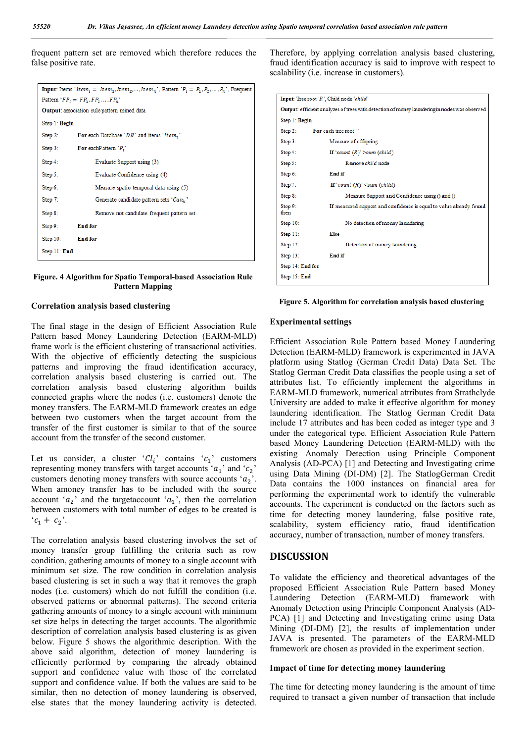frequent pattern set are removed which therefore reduces the false positive rate.

```
Input: Items 'Item_i = Item_1, Item_2, ..., Item_n', Pattern 'P_i = P_1, P_2, ..., P_n', Frequent Pattern 'FP_i = FP_1, FP_2, ..., FP_n'
Output: association rule pattern mined data
Step 1: Begin
Step 2:     For each Database 'DB' and items 'Item_i'
Step 3:     For each Pattern 'P_i'
Step 4:         Evaluate Support using (3)
Step 5:         Evaluate Confidence using (4)
Step 6:         Measure spatio temporal data using (5)
Step 7:         Generate candidate pattern sets 'Can_k'
Step 8:         Remove not candidate frequent pattern set
Step 9:     End for
Step 10:    End for
Step 11: End
```

**Figure. 4 Algorithm for Spatio Temporal-based Association Rule Pattern Mapping**

### Correlation analysis based clustering

The final stage in the design of Efficient Association Rule Pattern based Money Laundering Detection (EARM-MLD) frame work is the efficient clustering of transactional activities. With the objective of efficiently detecting the suspicious patterns and improving the fraud identification accuracy, correlation analysis based clustering is carried out. The correlation analysis based clustering algorithm builds connected graphs where the nodes (i.e. customers) denote the money transfers. The EARM-MLD framework creates an edge between two customers when the target account from the transfer of the first customer is similar to that of the source account from the transfer of the second customer.

Let us consider, a cluster '$Cl_i$' contains '$c_1$' customers representing money transfers with target accounts '$a_1$' and '$c_2$' customers denoting money transfers with source accounts '$a_2$'. When amoney transfer has to be included with the source account '$a_2$' and the targetaccount '$a_1$', then the correlation between customers with total number of edges to be created is '$c_1 + c_2$'.

The correlation analysis based clustering involves the set of money transfer group fulfilling the criteria such as row condition, gathering amounts of money to a single account with minimum set size. The row condition in correlation analysis based clustering is set in such a way that it removes the graph nodes (i.e. customers) which do not fulfill the condition (i.e. observed patterns or abnormal patterns). The second criteria gathering amounts of money to a single account with minimum set size helps in detecting the target accounts. The algorithmic description of correlation analysis based clustering is as given below. Figure 5 shows the algorithmic description. With the above said algorithm, detection of money laundering is efficiently performed by comparing the already obtained support and confidence value with those of the correlated support and confidence value. If both the values are said to be similar, then no detection of money laundering is observed, else states that the money laundering activity is detected.

Therefore, by applying correlation analysis based clustering, fraud identification accuracy is said to improve with respect to scalability (i.e. increase in customers).

```
Input: Tree root 'R', Child node 'child'
Output: efficient analyzes of trees with detection of money laundering in nodes was observed
Step 1: Begin
Step 2:     For each tree root ''
Step 3:         Measure of offspring
Step 4:         If 'count (R)' > sum (child)
Step 5:             Remove child node
Step 6:         End if
Step 7:         If 'count (R)' < sum (child)
Step 8:             Measure Support and Confidence using () and ()
Step 9:         If measured support and confidence is equal to value already found then
Step 10:            No detection of money laundering
Step 11:        Else
Step 12:            Detection of money laundering
Step 13:        End if
Step 14: End for
Step 15: End
```

**Figure 5. Algorithm for correlation analysis based clustering**

### Experimental settings

Efficient Association Rule Pattern based Money Laundering Detection (EARM-MLD) framework is experimented in JAVA platform using Statlog (German Credit Data) Data Set. The Statlog German Credit Data classifies the people using a set of attributes list. To efficiently implement the algorithms in EARM-MLD framework, numerical attributes from Strathclyde University are added to make it effective algorithm for money laundering identification. The Statlog German Credit Data include 17 attributes and has been coded as integer type and 3 under the categorical type. Efficient Association Rule Pattern based Money Laundering Detection (EARM-MLD) with the existing Anomaly Detection using Principle Component Analysis (AD-PCA) [1] and Detecting and Investigating crime using Data Mining (DI-DM) [2]. The StatlogGerman Credit Data contains the 1000 instances on financial area for performing the experimental work to identify the vulnerable accounts. The experiment is conducted on the factors such as time for detecting money laundering, false positive rate, scalability, system efficiency ratio, fraud identification accuracy, number of transaction, number of money transfers.

## DISCUSSION

To validate the efficiency and theoretical advantages of the proposed Efficient Association Rule Pattern based Money Laundering Detection (EARM-MLD) framework with Anomaly Detection using Principle Component Analysis (AD-PCA) [1] and Detecting and Investigating crime using Data Mining (DI-DM) [2], the results of implementation under JAVA is presented. The parameters of the EARM-MLD framework are chosen as provided in the experiment section.

### Impact of time for detecting money laundering

The time for detecting money laundering is the amount of time required to transact a given number of transaction that include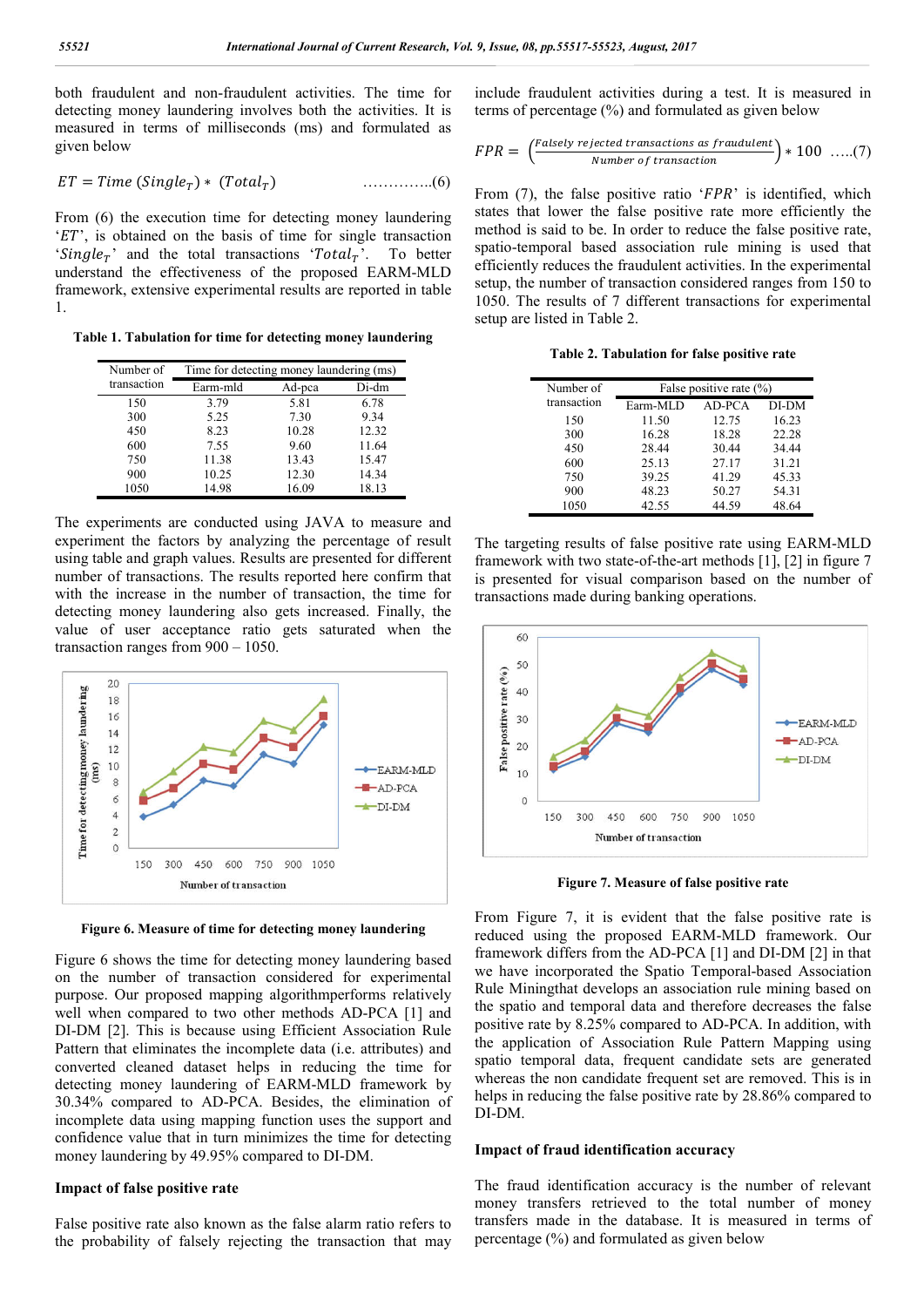both fraudulent and non-fraudulent activities. The time for detecting money laundering involves both the activities. It is measured in terms of milliseconds (ms) and formulated as given below

$$ET = Time\ (Single_T) * (Total_T) \quad \ldots\ldots\ldots\ldots(6)$$

From (6) the execution time for detecting money laundering '$ET$', is obtained on the basis of time for single transaction '$Single_T$' and the total transactions '$Total_T$'. To better understand the effectiveness of the proposed EARM-MLD framework, extensive experimental results are reported in table 1.

**Table 1. Tabulation for time for detecting money laundering**

| Number of transaction | Time for detecting money laundering (ms) | | |
|---|---|---|---|
| | Earm-mld | Ad-pca | Di-dm |
| 150 | 3.79 | 5.81 | 6.78 |
| 300 | 5.25 | 7.30 | 9.34 |
| 450 | 8.23 | 10.28 | 12.32 |
| 600 | 7.55 | 9.60 | 11.64 |
| 750 | 11.38 | 13.43 | 15.47 |
| 900 | 10.25 | 12.30 | 14.34 |
| 1050 | 14.98 | 16.09 | 18.13 |

The experiments are conducted using JAVA to measure and experiment the factors by analyzing the percentage of result using table and graph values. Results are presented for different number of transactions. The results reported here confirm that with the increase in the number of transaction, the time for detecting money laundering also gets increased. Finally, the value of user acceptance ratio gets saturated when the transaction ranges from 900 – 1050.

**Figure 6. Measure of time for detecting money laundering**

Figure 6 shows the time for detecting money laundering based on the number of transaction considered for experimental purpose. Our proposed mapping algorithmperforms relatively well when compared to two other methods AD-PCA [1] and DI-DM [2]. This is because using Efficient Association Rule Pattern that eliminates the incomplete data (i.e. attributes) and converted cleaned dataset helps in reducing the time for detecting money laundering of EARM-MLD framework by 30.34% compared to AD-PCA. Besides, the elimination of incomplete data using mapping function uses the support and confidence value that in turn minimizes the time for detecting money laundering by 49.95% compared to DI-DM.

### Impact of false positive rate

False positive rate also known as the false alarm ratio refers to the probability of falsely rejecting the transaction that may include fraudulent activities during a test. It is measured in terms of percentage (%) and formulated as given below

$$FPR = \left(\frac{Falsely\ rejected\ transactions\ as\ fraudulent}{Number\ of\ transaction}\right) * 100 \quad \ldots..(7)$$

From (7), the false positive ratio '$FPR$' is identified, which states that lower the false positive rate more efficiently the method is said to be. In order to reduce the false positive rate, spatio-temporal based association rule mining is used that efficiently reduces the fraudulent activities. In the experimental setup, the number of transaction considered ranges from 150 to 1050. The results of 7 different transactions for experimental setup are listed in Table 2.

**Table 2. Tabulation for false positive rate**

| Number of transaction | False positive rate (%) | | |
|---|---|---|---|
| | Earm-MLD | AD-PCA | DI-DM |
| 150 | 11.50 | 12.75 | 16.23 |
| 300 | 16.28 | 18.28 | 22.28 |
| 450 | 28.44 | 30.44 | 34.44 |
| 600 | 25.13 | 27.17 | 31.21 |
| 750 | 39.25 | 41.29 | 45.33 |
| 900 | 48.23 | 50.27 | 54.31 |
| 1050 | 42.55 | 44.59 | 48.64 |

The targeting results of false positive rate using EARM-MLD framework with two state-of-the-art methods [1], [2] in figure 7 is presented for visual comparison based on the number of transactions made during banking operations.

**Figure 7. Measure of false positive rate**

From Figure 7, it is evident that the false positive rate is reduced using the proposed EARM-MLD framework. Our framework differs from the AD-PCA [1] and DI-DM [2] in that we have incorporated the Spatio Temporal-based Association Rule Miningthat develops an association rule mining based on the spatio and temporal data and therefore decreases the false positive rate by 8.25% compared to AD-PCA. In addition, with the application of Association Rule Pattern Mapping using spatio temporal data, frequent candidate sets are generated whereas the non candidate frequent set are removed. This is in helps in reducing the false positive rate by 28.86% compared to DI-DM.

### Impact of fraud identification accuracy

The fraud identification accuracy is the number of relevant money transfers retrieved to the total number of money transfers made in the database. It is measured in terms of percentage (%) and formulated as given below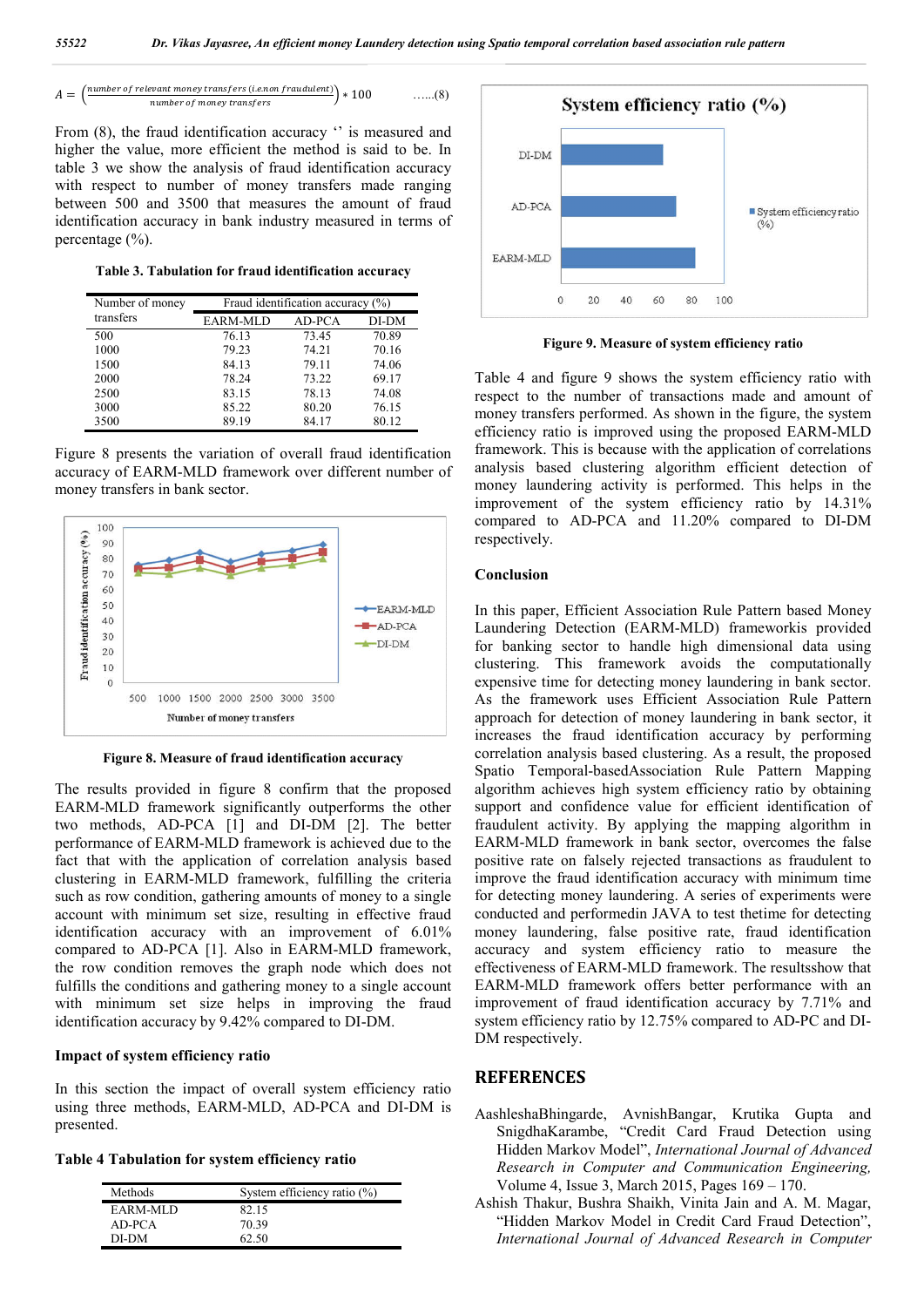$$A = \left(\frac{\text{number of relevant money transfers (i.e.non fraudulent)}}{\text{number of money transfers}}\right) * 100 \qquad \text{......(8)}$$

From (8), the fraud identification accuracy '' is measured and higher the value, more efficient the method is said to be. In table 3 we show the analysis of fraud identification accuracy with respect to number of money transfers made ranging between 500 and 3500 that measures the amount of fraud identification accuracy in bank industry measured in terms of percentage (%).

**Table 3. Tabulation for fraud identification accuracy**

| Number of money transfers | Fraud identification accuracy (%) | | |
|---|---|---|---|
| | EARM-MLD | AD-PCA | DI-DM |
| 500 | 76.13 | 73.45 | 70.89 |
| 1000 | 79.23 | 74.21 | 70.16 |
| 1500 | 84.13 | 79.11 | 74.06 |
| 2000 | 78.24 | 73.22 | 69.17 |
| 2500 | 83.15 | 78.13 | 74.08 |
| 3000 | 85.22 | 80.20 | 76.15 |
| 3500 | 89.19 | 84.17 | 80.12 |

Figure 8 presents the variation of overall fraud identification accuracy of EARM-MLD framework over different number of money transfers in bank sector.

**Figure 8. Measure of fraud identification accuracy**

The results provided in figure 8 confirm that the proposed EARM-MLD framework significantly outperforms the other two methods, AD-PCA [1] and DI-DM [2]. The better performance of EARM-MLD framework is achieved due to the fact that with the application of correlation analysis based clustering in EARM-MLD framework, fulfilling the criteria such as row condition, gathering amounts of money to a single account with minimum set size, resulting in effective fraud identification accuracy with an improvement of 6.01% compared to AD-PCA [1]. Also in EARM-MLD framework, the row condition removes the graph node which does not fulfills the conditions and gathering money to a single account with minimum set size helps in improving the fraud identification accuracy by 9.42% compared to DI-DM.

### Impact of system efficiency ratio

In this section the impact of overall system efficiency ratio using three methods, EARM-MLD, AD-PCA and DI-DM is presented.

**Table 4 Tabulation for system efficiency ratio**

| Methods | System efficiency ratio (%) |
|---|---|
| EARM-MLD | 82.15 |
| AD-PCA | 70.39 |
| DI-DM | 62.50 |

**Figure 9. Measure of system efficiency ratio**

Table 4 and figure 9 shows the system efficiency ratio with respect to the number of transactions made and amount of money transfers performed. As shown in the figure, the system efficiency ratio is improved using the proposed EARM-MLD framework. This is because with the application of correlations analysis based clustering algorithm efficient detection of money laundering activity is performed. This helps in the improvement of the system efficiency ratio by 14.31% compared to AD-PCA and 11.20% compared to DI-DM respectively.

### Conclusion

In this paper, Efficient Association Rule Pattern based Money Laundering Detection (EARM-MLD) frameworkis provided for banking sector to handle high dimensional data using clustering. This framework avoids the computationally expensive time for detecting money laundering in bank sector. As the framework uses Efficient Association Rule Pattern approach for detection of money laundering in bank sector, it increases the fraud identification accuracy by performing correlation analysis based clustering. As a result, the proposed Spatio Temporal-basedAssociation Rule Pattern Mapping algorithm achieves high system efficiency ratio by obtaining support and confidence value for efficient identification of fraudulent activity. By applying the mapping algorithm in EARM-MLD framework in bank sector, overcomes the false positive rate on falsely rejected transactions as fraudulent to improve the fraud identification accuracy with minimum time for detecting money laundering. A series of experiments were conducted and performedin JAVA to test thetime for detecting money laundering, false positive rate, fraud identification accuracy and system efficiency ratio to measure the effectiveness of EARM-MLD framework. The resultsshow that EARM-MLD framework offers better performance with an improvement of fraud identification accuracy by 7.71% and system efficiency ratio by 12.75% compared to AD-PC and DI-DM respectively.

## REFERENCES

AashleshaBhingarde, AvnishBangar, Krutika Gupta and SnigdhaKarambe, "Credit Card Fraud Detection using Hidden Markov Model", *International Journal of Advanced Research in Computer and Communication Engineering,* Volume 4, Issue 3, March 2015, Pages 169 – 170.

Ashish Thakur, Bushra Shaikh, Vinita Jain and A. M. Magar, "Hidden Markov Model in Credit Card Fraud Detection", *International Journal of Advanced Research in Computer*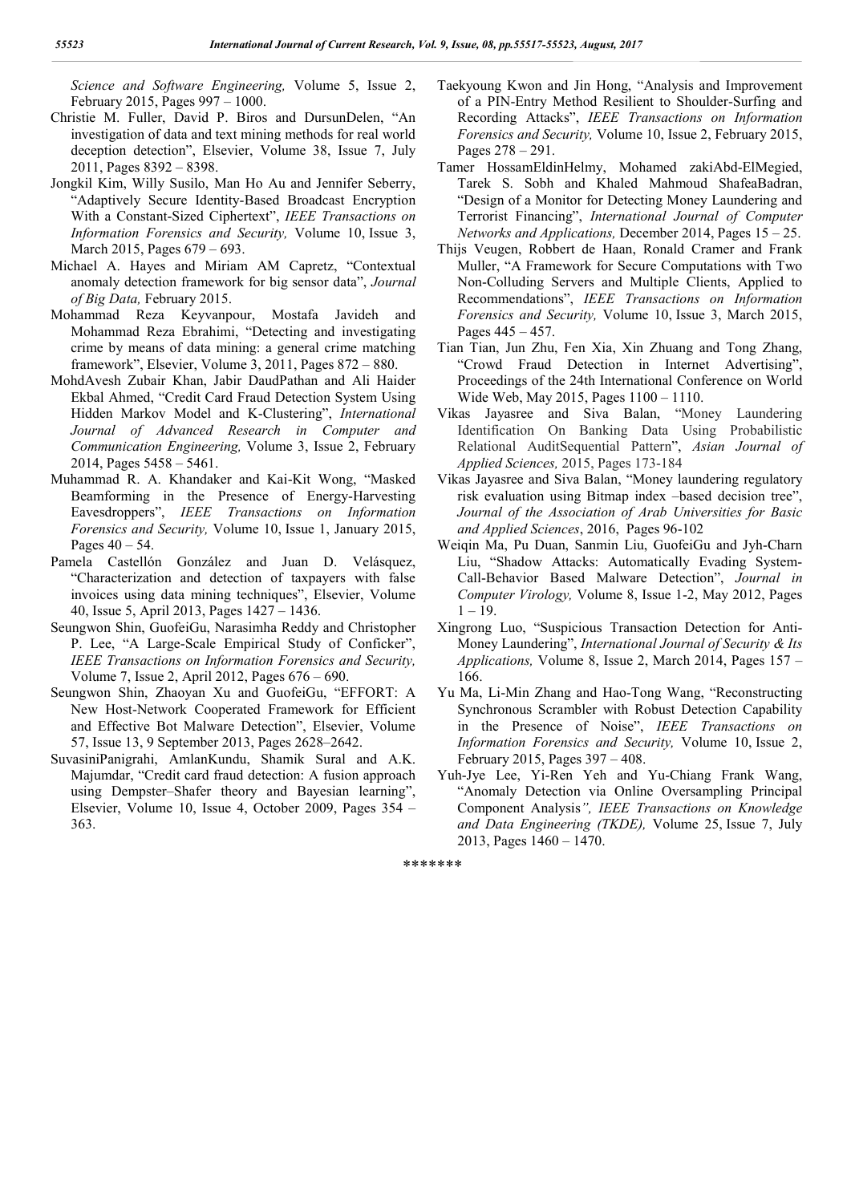*Science and Software Engineering,* Volume 5, Issue 2, February 2015, Pages 997 – 1000.

Christie M. Fuller, David P. Biros and DursunDelen, "An investigation of data and text mining methods for real world deception detection", Elsevier, Volume 38, Issue 7, July 2011, Pages 8392 – 8398.

Jongkil Kim, Willy Susilo, Man Ho Au and Jennifer Seberry, "Adaptively Secure Identity-Based Broadcast Encryption With a Constant-Sized Ciphertext", *IEEE Transactions on Information Forensics and Security,* Volume 10, Issue 3, March 2015, Pages 679 – 693.

Michael A. Hayes and Miriam AM Capretz, "Contextual anomaly detection framework for big sensor data", *Journal of Big Data,* February 2015.

Mohammad Reza Keyvanpour, Mostafa Javideh and Mohammad Reza Ebrahimi, "Detecting and investigating crime by means of data mining: a general crime matching framework", Elsevier, Volume 3, 2011, Pages 872 – 880.

MohdAvesh Zubair Khan, Jabir DaudPathan and Ali Haider Ekbal Ahmed, "Credit Card Fraud Detection System Using Hidden Markov Model and K-Clustering", *International Journal of Advanced Research in Computer and Communication Engineering,* Volume 3, Issue 2, February 2014, Pages 5458 – 5461.

Muhammad R. A. Khandaker and Kai-Kit Wong, "Masked Beamforming in the Presence of Energy-Harvesting Eavesdroppers", *IEEE Transactions on Information Forensics and Security,* Volume 10, Issue 1, January 2015, Pages 40 – 54.

Pamela Castellón González and Juan D. Velásquez, "Characterization and detection of taxpayers with false invoices using data mining techniques", Elsevier, Volume 40, Issue 5, April 2013, Pages 1427 – 1436.

Seungwon Shin, GuofeiGu, Narasimha Reddy and Christopher P. Lee, "A Large-Scale Empirical Study of Conficker", *IEEE Transactions on Information Forensics and Security,* Volume 7, Issue 2, April 2012, Pages 676 – 690.

Seungwon Shin, Zhaoyan Xu and GuofeiGu, "EFFORT: A New Host-Network Cooperated Framework for Efficient and Effective Bot Malware Detection", Elsevier, Volume 57, Issue 13, 9 September 2013, Pages 2628–2642.

SuvasiniPanigrahi, AmlanKundu, Shamik Sural and A.K. Majumdar, "Credit card fraud detection: A fusion approach using Dempster–Shafer theory and Bayesian learning", Elsevier, Volume 10, Issue 4, October 2009, Pages 354 – 363.

Taekyoung Kwon and Jin Hong, "Analysis and Improvement of a PIN-Entry Method Resilient to Shoulder-Surfing and Recording Attacks", *IEEE Transactions on Information Forensics and Security,* Volume 10, Issue 2, February 2015, Pages 278 – 291.

Tamer HossamEldinHelmy, Mohamed zakiAbd-ElMegied, Tarek S. Sobh and Khaled Mahmoud ShafeaBadran, "Design of a Monitor for Detecting Money Laundering and Terrorist Financing", *International Journal of Computer Networks and Applications,* December 2014, Pages 15 – 25.

Thijs Veugen, Robbert de Haan, Ronald Cramer and Frank Muller, "A Framework for Secure Computations with Two Non-Colluding Servers and Multiple Clients, Applied to Recommendations", *IEEE Transactions on Information Forensics and Security,* Volume 10, Issue 3, March 2015, Pages 445 – 457.

Tian Tian, Jun Zhu, Fen Xia, Xin Zhuang and Tong Zhang, "Crowd Fraud Detection in Internet Advertising", Proceedings of the 24th International Conference on World Wide Web, May 2015, Pages 1100 – 1110.

Vikas Jayasree and Siva Balan, "Money Laundering Identification On Banking Data Using Probabilistic Relational AuditSequential Pattern", *Asian Journal of Applied Sciences,* 2015, Pages 173-184

Vikas Jayasree and Siva Balan, "Money laundering regulatory risk evaluation using Bitmap index –based decision tree", *Journal of the Association of Arab Universities for Basic and Applied Sciences*, 2016, Pages 96-102

Weiqin Ma, Pu Duan, Sanmin Liu, GuofeiGu and Jyh-Charn Liu, "Shadow Attacks: Automatically Evading System-Call-Behavior Based Malware Detection", *Journal in Computer Virology,* Volume 8, Issue 1-2, May 2012, Pages 1 – 19.

Xingrong Luo, "Suspicious Transaction Detection for Anti-Money Laundering", *International Journal of Security & Its Applications,* Volume 8, Issue 2, March 2014, Pages 157 – 166.

Yu Ma, Li-Min Zhang and Hao-Tong Wang, "Reconstructing Synchronous Scrambler with Robust Detection Capability in the Presence of Noise", *IEEE Transactions on Information Forensics and Security,* Volume 10, Issue 2, February 2015, Pages 397 – 408.

Yuh-Jye Lee, Yi-Ren Yeh and Yu-Chiang Frank Wang, "Anomaly Detection via Online Oversampling Principal Component Analysis*", IEEE Transactions on Knowledge and Data Engineering (TKDE),* Volume 25, Issue 7, July 2013, Pages 1460 – 1470.

*******